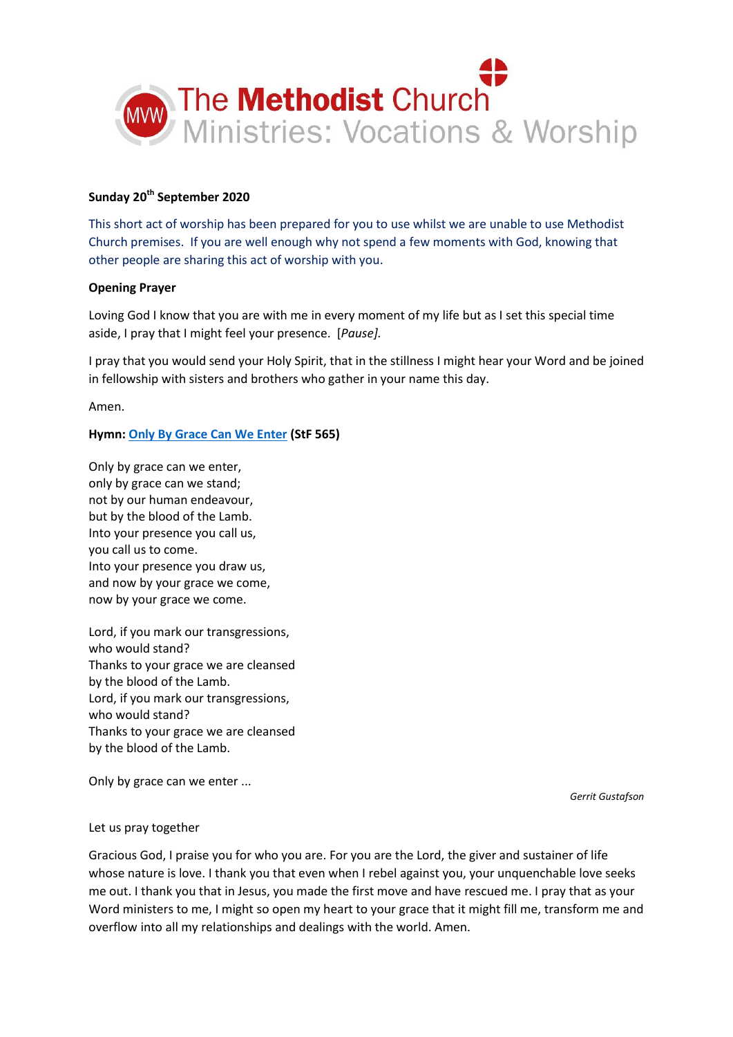The Methodist Church
Ministries: Vocations & Worship

**Sunday 20th September 2020**

This short act of worship has been prepared for you to use whilst we are unable to use Methodist Church premises. If you are well enough why not spend a few moments with God, knowing that other people are sharing this act of worship with you.

**Opening Prayer**

Loving God I know that you are with me in every moment of my life but as I set this special time aside, I pray that I might feel your presence. [*Pause].*

I pray that you would send your Holy Spirit, that in the stillness I might hear your Word and be joined in fellowship with sisters and brothers who gather in your name this day.

Amen.

**Hymn: Only By Grace Can We Enter (StF 565)**

Only by grace can we enter,
only by grace can we stand;
not by our human endeavour,
but by the blood of the Lamb.
Into your presence you call us,
you call us to come.
Into your presence you draw us,
and now by your grace we come,
now by your grace we come.

Lord, if you mark our transgressions,
who would stand?
Thanks to your grace we are cleansed
by the blood of the Lamb.
Lord, if you mark our transgressions,
who would stand?
Thanks to your grace we are cleansed
by the blood of the Lamb.

Only by grace can we enter ...

*Gerrit Gustafson*

Let us pray together

Gracious God, I praise you for who you are. For you are the Lord, the giver and sustainer of life whose nature is love. I thank you that even when I rebel against you, your unquenchable love seeks me out. I thank you that in Jesus, you made the first move and have rescued me. I pray that as your Word ministers to me, I might so open my heart to your grace that it might fill me, transform me and overflow into all my relationships and dealings with the world. Amen.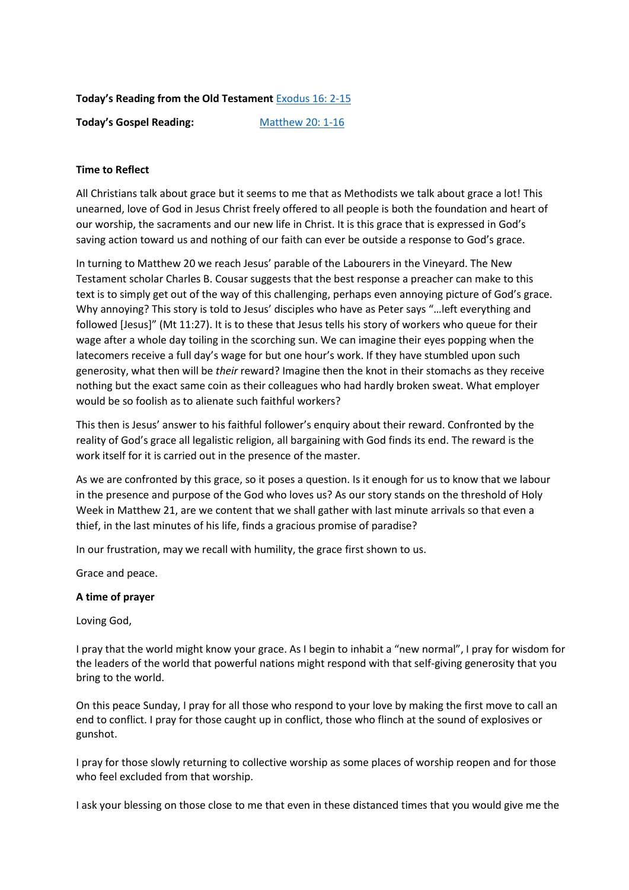**Today's Reading from the Old Testament** [Exodus 16: 2-15]

**Today's Gospel Reading:** [Matthew 20: 1-16]

**Time to Reflect**

All Christians talk about grace but it seems to me that as Methodists we talk about grace a lot! This unearned, love of God in Jesus Christ freely offered to all people is both the foundation and heart of our worship, the sacraments and our new life in Christ. It is this grace that is expressed in God's saving action toward us and nothing of our faith can ever be outside a response to God's grace.

In turning to Matthew 20 we reach Jesus' parable of the Labourers in the Vineyard. The New Testament scholar Charles B. Cousar suggests that the best response a preacher can make to this text is to simply get out of the way of this challenging, perhaps even annoying picture of God's grace. Why annoying? This story is told to Jesus' disciples who have as Peter says "…left everything and followed [Jesus]" (Mt 11:27). It is to these that Jesus tells his story of workers who queue for their wage after a whole day toiling in the scorching sun. We can imagine their eyes popping when the latecomers receive a full day's wage for but one hour's work. If they have stumbled upon such generosity, what then will be *their* reward? Imagine then the knot in their stomachs as they receive nothing but the exact same coin as their colleagues who had hardly broken sweat. What employer would be so foolish as to alienate such faithful workers?

This then is Jesus' answer to his faithful follower's enquiry about their reward. Confronted by the reality of God's grace all legalistic religion, all bargaining with God finds its end. The reward is the work itself for it is carried out in the presence of the master.

As we are confronted by this grace, so it poses a question. Is it enough for us to know that we labour in the presence and purpose of the God who loves us? As our story stands on the threshold of Holy Week in Matthew 21, are we content that we shall gather with last minute arrivals so that even a thief, in the last minutes of his life, finds a gracious promise of paradise?

In our frustration, may we recall with humility, the grace first shown to us.

Grace and peace.

**A time of prayer**

Loving God,

I pray that the world might know your grace. As I begin to inhabit a "new normal", I pray for wisdom for the leaders of the world that powerful nations might respond with that self-giving generosity that you bring to the world.

On this peace Sunday, I pray for all those who respond to your love by making the first move to call an end to conflict. I pray for those caught up in conflict, those who flinch at the sound of explosives or gunshot.

I pray for those slowly returning to collective worship as some places of worship reopen and for those who feel excluded from that worship.

I ask your blessing on those close to me that even in these distanced times that you would give me the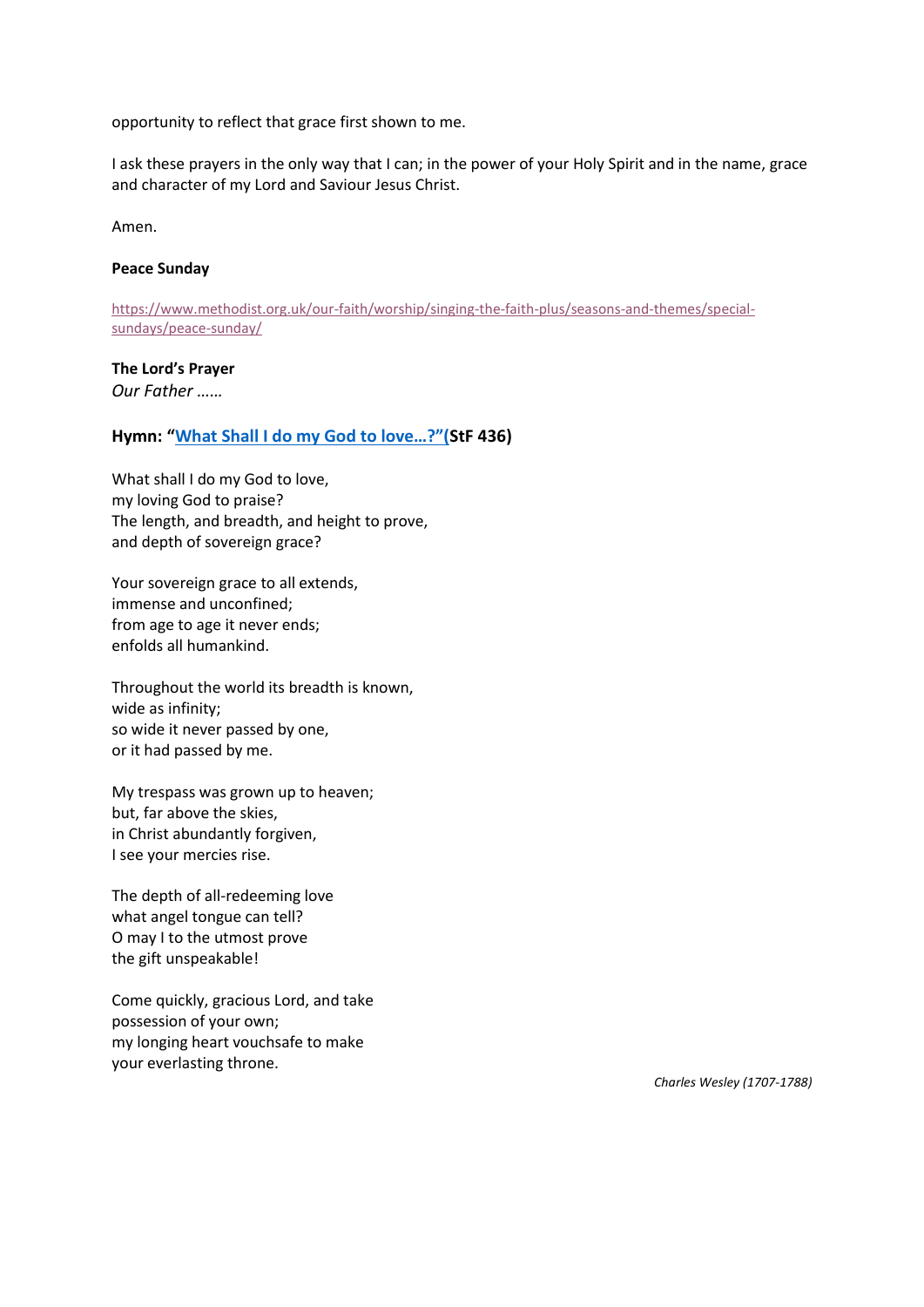opportunity to reflect that grace first shown to me.

I ask these prayers in the only way that I can; in the power of your Holy Spirit and in the name, grace and character of my Lord and Saviour Jesus Christ.

Amen.

**Peace Sunday**

https://www.methodist.org.uk/our-faith/worship/singing-the-faith-plus/seasons-and-themes/special-sundays/peace-sunday/

**The Lord's Prayer**
*Our Father ……*

### Hymn: "What Shall I do my God to love…?"(StF 436)

What shall I do my God to love,
my loving God to praise?
The length, and breadth, and height to prove,
and depth of sovereign grace?

Your sovereign grace to all extends,
immense and unconfined;
from age to age it never ends;
enfolds all humankind.

Throughout the world its breadth is known,
wide as infinity;
so wide it never passed by one,
or it had passed by me.

My trespass was grown up to heaven;
but, far above the skies,
in Christ abundantly forgiven,
I see your mercies rise.

The depth of all-redeeming love
what angel tongue can tell?
O may I to the utmost prove
the gift unspeakable!

Come quickly, gracious Lord, and take
possession of your own;
my longing heart vouchsafe to make
your everlasting throne.

*Charles Wesley (1707-1788)*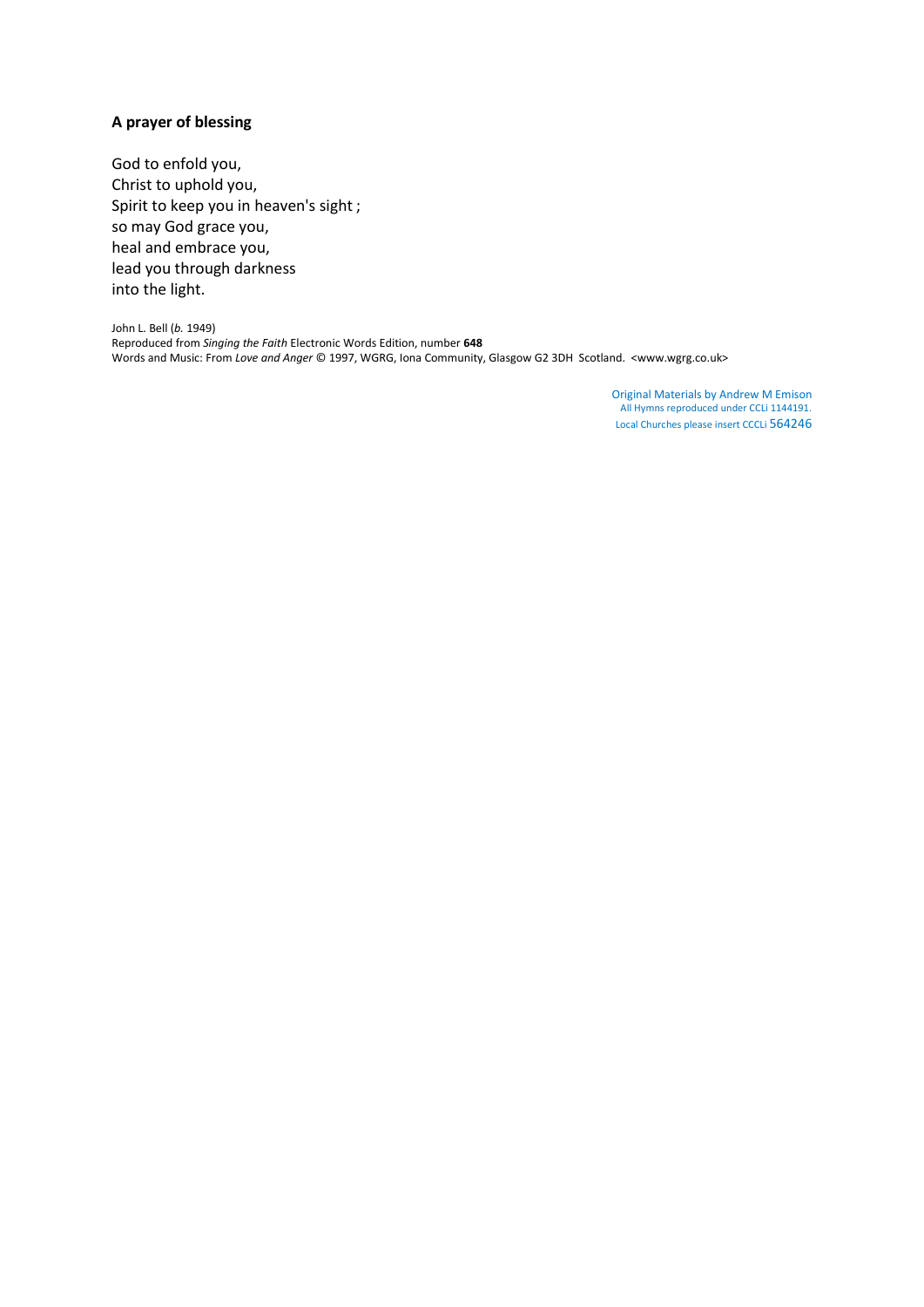**A prayer of blessing**

God to enfold you,  
Christ to uphold you,  
Spirit to keep you in heaven's sight ;  
so may God grace you,  
heal and embrace you,  
lead you through darkness  
into the light.

John L. Bell (*b.* 1949)  
Reproduced from *Singing the Faith* Electronic Words Edition, number **648**  
Words and Music: From *Love and Anger* © 1997, WGRG, Iona Community, Glasgow G2 3DH Scotland. <www.wgrg.co.uk>

Original Materials by Andrew M Emison  
All Hymns reproduced under CCLi 1144191.  
Local Churches please insert CCCLi 564246